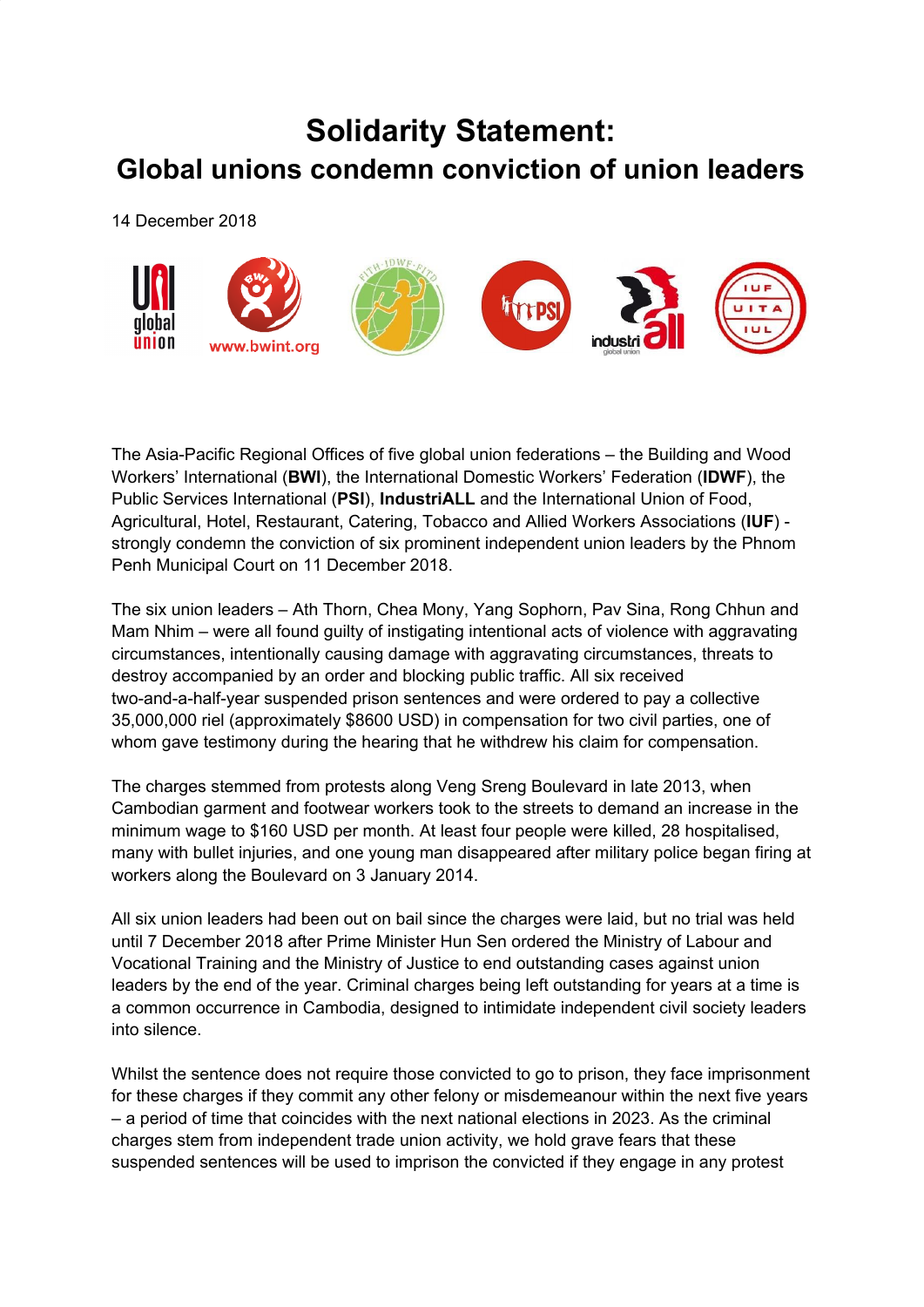# Solidarity Statement:
# Global unions condemn conviction of union leaders

14 December 2018

The Asia-Pacific Regional Offices of five global union federations – the Building and Wood Workers' International (**BWI**), the International Domestic Workers' Federation (**IDWF**), the Public Services International (**PSI**), **IndustriALL** and the International Union of Food, Agricultural, Hotel, Restaurant, Catering, Tobacco and Allied Workers Associations (**IUF**) - strongly condemn the conviction of six prominent independent union leaders by the Phnom Penh Municipal Court on 11 December 2018.

The six union leaders – Ath Thorn, Chea Mony, Yang Sophorn, Pav Sina, Rong Chhun and Mam Nhim – were all found guilty of instigating intentional acts of violence with aggravating circumstances, intentionally causing damage with aggravating circumstances, threats to destroy accompanied by an order and blocking public traffic. All six received two-and-a-half-year suspended prison sentences and were ordered to pay a collective 35,000,000 riel (approximately $8600 USD) in compensation for two civil parties, one of whom gave testimony during the hearing that he withdrew his claim for compensation.

The charges stemmed from protests along Veng Sreng Boulevard in late 2013, when Cambodian garment and footwear workers took to the streets to demand an increase in the minimum wage to $160 USD per month. At least four people were killed, 28 hospitalised, many with bullet injuries, and one young man disappeared after military police began firing at workers along the Boulevard on 3 January 2014.

All six union leaders had been out on bail since the charges were laid, but no trial was held until 7 December 2018 after Prime Minister Hun Sen ordered the Ministry of Labour and Vocational Training and the Ministry of Justice to end outstanding cases against union leaders by the end of the year. Criminal charges being left outstanding for years at a time is a common occurrence in Cambodia, designed to intimidate independent civil society leaders into silence.

Whilst the sentence does not require those convicted to go to prison, they face imprisonment for these charges if they commit any other felony or misdemeanour within the next five years – a period of time that coincides with the next national elections in 2023. As the criminal charges stem from independent trade union activity, we hold grave fears that these suspended sentences will be used to imprison the convicted if they engage in any protest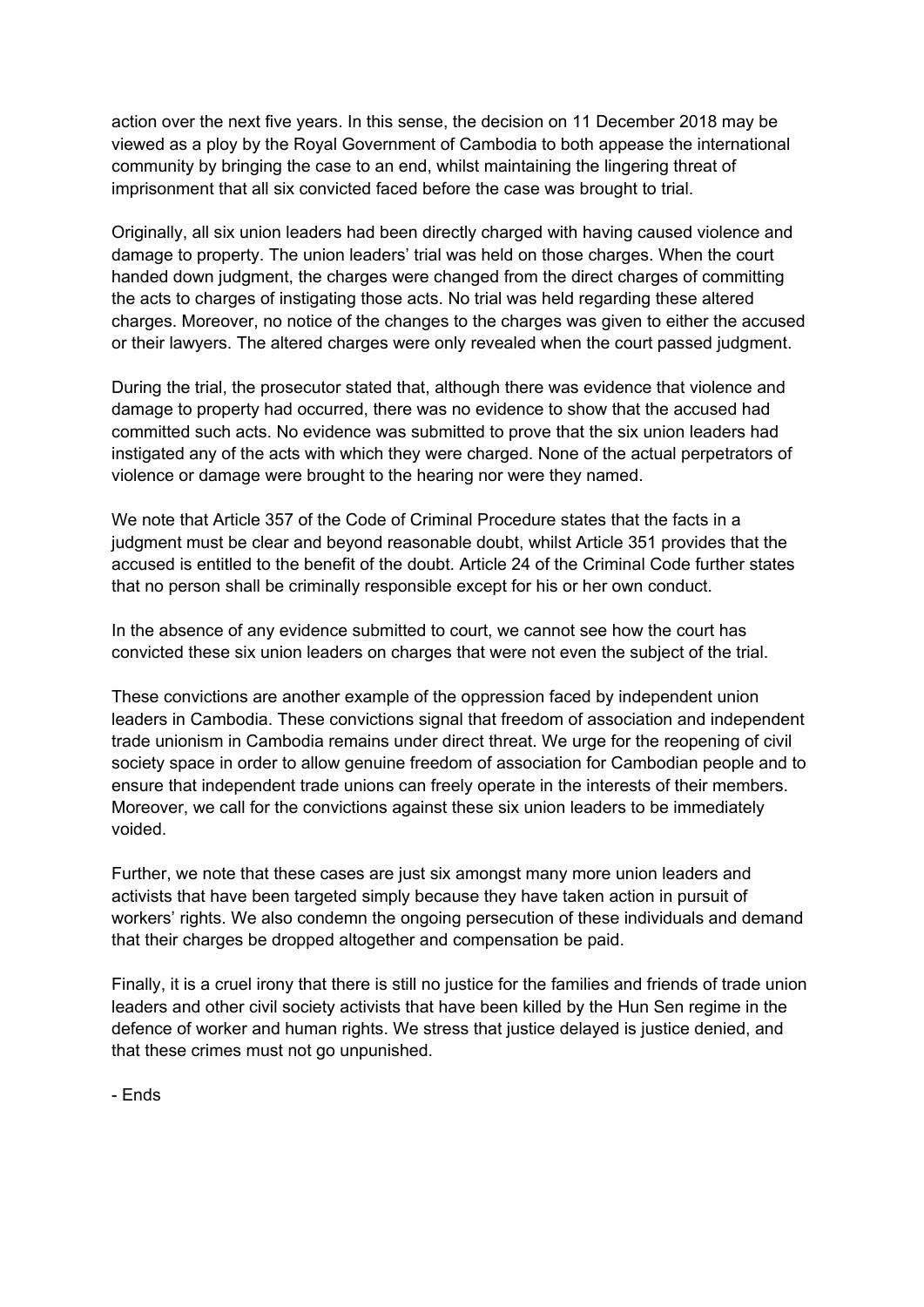action over the next five years. In this sense, the decision on 11 December 2018 may be viewed as a ploy by the Royal Government of Cambodia to both appease the international community by bringing the case to an end, whilst maintaining the lingering threat of imprisonment that all six convicted faced before the case was brought to trial.

Originally, all six union leaders had been directly charged with having caused violence and damage to property. The union leaders' trial was held on those charges. When the court handed down judgment, the charges were changed from the direct charges of committing the acts to charges of instigating those acts. No trial was held regarding these altered charges. Moreover, no notice of the changes to the charges was given to either the accused or their lawyers. The altered charges were only revealed when the court passed judgment.

During the trial, the prosecutor stated that, although there was evidence that violence and damage to property had occurred, there was no evidence to show that the accused had committed such acts. No evidence was submitted to prove that the six union leaders had instigated any of the acts with which they were charged. None of the actual perpetrators of violence or damage were brought to the hearing nor were they named.

We note that Article 357 of the Code of Criminal Procedure states that the facts in a judgment must be clear and beyond reasonable doubt, whilst Article 351 provides that the accused is entitled to the benefit of the doubt. Article 24 of the Criminal Code further states that no person shall be criminally responsible except for his or her own conduct.

In the absence of any evidence submitted to court, we cannot see how the court has convicted these six union leaders on charges that were not even the subject of the trial.

These convictions are another example of the oppression faced by independent union leaders in Cambodia. These convictions signal that freedom of association and independent trade unionism in Cambodia remains under direct threat. We urge for the reopening of civil society space in order to allow genuine freedom of association for Cambodian people and to ensure that independent trade unions can freely operate in the interests of their members. Moreover, we call for the convictions against these six union leaders to be immediately voided.

Further, we note that these cases are just six amongst many more union leaders and activists that have been targeted simply because they have taken action in pursuit of workers' rights. We also condemn the ongoing persecution of these individuals and demand that their charges be dropped altogether and compensation be paid.

Finally, it is a cruel irony that there is still no justice for the families and friends of trade union leaders and other civil society activists that have been killed by the Hun Sen regime in the defence of worker and human rights. We stress that justice delayed is justice denied, and that these crimes must not go unpunished.

- Ends